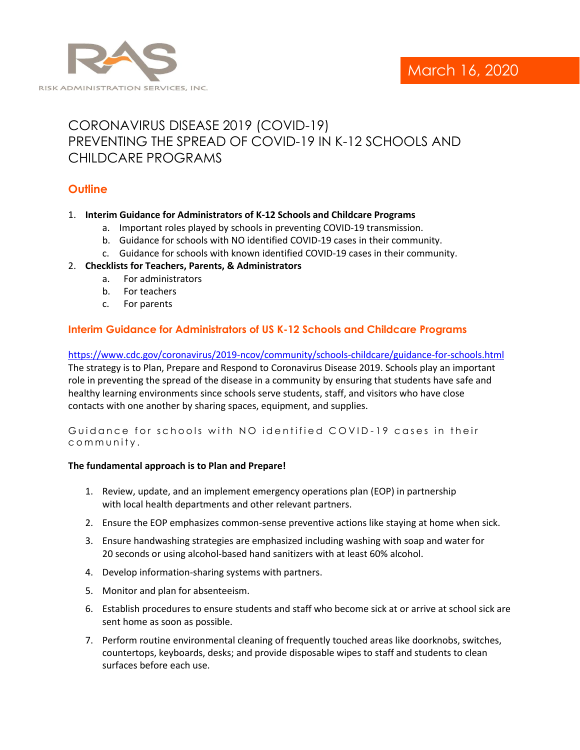RISK ADMINISTRATION SERVICES, INC.

March 16, 2020

# CORONAVIRUS DISEASE 2019 (COVID-19) PREVENTING THE SPREAD OF COVID-19 IN K-12 SCHOOLS AND CHILDCARE PROGRAMS

## Outline

1. **Interim Guidance for Administrators of K-12 Schools and Childcare Programs**
    a. Important roles played by schools in preventing COVID-19 transmission.
    b. Guidance for schools with NO identified COVID-19 cases in their community.
    c. Guidance for schools with known identified COVID-19 cases in their community.
2. **Checklists for Teachers, Parents, & Administrators**
    a. For administrators
    b. For teachers
    c. For parents

## Interim Guidance for Administrators of US K-12 Schools and Childcare Programs

https://www.cdc.gov/coronavirus/2019-ncov/community/schools-childcare/guidance-for-schools.html
The strategy is to Plan, Prepare and Respond to Coronavirus Disease 2019. Schools play an important role in preventing the spread of the disease in a community by ensuring that students have safe and healthy learning environments since schools serve students, staff, and visitors who have close contacts with one another by sharing spaces, equipment, and supplies.

### Guidance for schools with NO identified COVID-19 cases in their community.

**The fundamental approach is to Plan and Prepare!**

1. Review, update, and an implement emergency operations plan (EOP) in partnership with local health departments and other relevant partners.
2. Ensure the EOP emphasizes common-sense preventive actions like staying at home when sick.
3. Ensure handwashing strategies are emphasized including washing with soap and water for 20 seconds or using alcohol-based hand sanitizers with at least 60% alcohol.
4. Develop information-sharing systems with partners.
5. Monitor and plan for absenteeism.
6. Establish procedures to ensure students and staff who become sick at or arrive at school sick are sent home as soon as possible.
7. Perform routine environmental cleaning of frequently touched areas like doorknobs, switches, countertops, keyboards, desks; and provide disposable wipes to staff and students to clean surfaces before each use.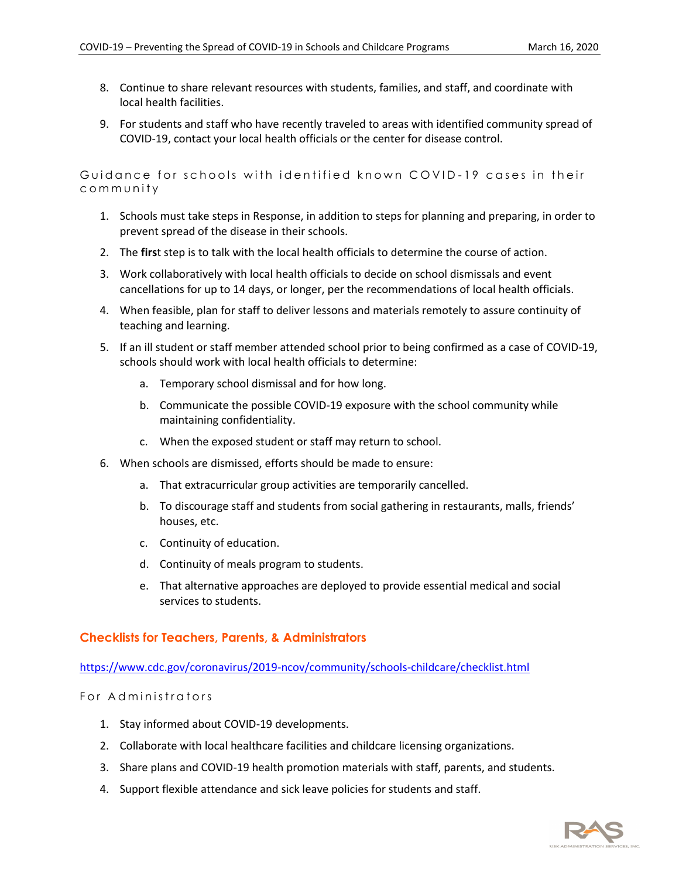8. Continue to share relevant resources with students, families, and staff, and coordinate with local health facilities.
9. For students and staff who have recently traveled to areas with identified community spread of COVID-19, contact your local health officials or the center for disease control.

### Guidance for schools with identified known COVID-19 cases in their community

1. Schools must take steps in Response, in addition to steps for planning and preparing, in order to prevent spread of the disease in their schools.
2. The **firs**t step is to talk with the local health officials to determine the course of action.
3. Work collaboratively with local health officials to decide on school dismissals and event cancellations for up to 14 days, or longer, per the recommendations of local health officials.
4. When feasible, plan for staff to deliver lessons and materials remotely to assure continuity of teaching and learning.
5. If an ill student or staff member attended school prior to being confirmed as a case of COVID-19, schools should work with local health officials to determine:
   a. Temporary school dismissal and for how long.
   b. Communicate the possible COVID-19 exposure with the school community while maintaining confidentiality.
   c. When the exposed student or staff may return to school.
6. When schools are dismissed, efforts should be made to ensure:
   a. That extracurricular group activities are temporarily cancelled.
   b. To discourage staff and students from social gathering in restaurants, malls, friends' houses, etc.
   c. Continuity of education.
   d. Continuity of meals program to students.
   e. That alternative approaches are deployed to provide essential medical and social services to students.

## Checklists for Teachers, Parents, & Administrators

https://www.cdc.gov/coronavirus/2019-ncov/community/schools-childcare/checklist.html

### For Administrators

1. Stay informed about COVID-19 developments.
2. Collaborate with local healthcare facilities and childcare licensing organizations.
3. Share plans and COVID-19 health promotion materials with staff, parents, and students.
4. Support flexible attendance and sick leave policies for students and staff.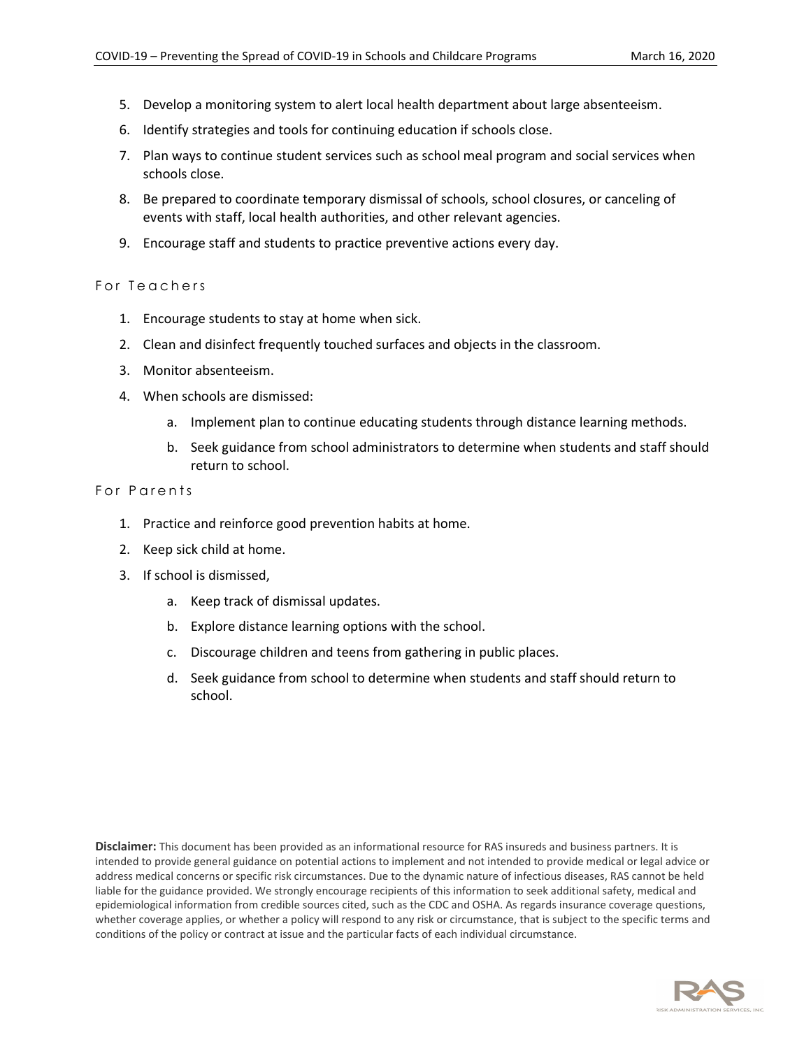5. Develop a monitoring system to alert local health department about large absenteeism.
6. Identify strategies and tools for continuing education if schools close.
7. Plan ways to continue student services such as school meal program and social services when schools close.
8. Be prepared to coordinate temporary dismissal of schools, school closures, or canceling of events with staff, local health authorities, and other relevant agencies.
9. Encourage staff and students to practice preventive actions every day.

## For Teachers

1. Encourage students to stay at home when sick.
2. Clean and disinfect frequently touched surfaces and objects in the classroom.
3. Monitor absenteeism.
4. When schools are dismissed:
   a. Implement plan to continue educating students through distance learning methods.
   b. Seek guidance from school administrators to determine when students and staff should return to school.

## For Parents

1. Practice and reinforce good prevention habits at home.
2. Keep sick child at home.
3. If school is dismissed,
   a. Keep track of dismissal updates.
   b. Explore distance learning options with the school.
   c. Discourage children and teens from gathering in public places.
   d. Seek guidance from school to determine when students and staff should return to school.

**Disclaimer:** This document has been provided as an informational resource for RAS insureds and business partners. It is intended to provide general guidance on potential actions to implement and not intended to provide medical or legal advice or address medical concerns or specific risk circumstances. Due to the dynamic nature of infectious diseases, RAS cannot be held liable for the guidance provided. We strongly encourage recipients of this information to seek additional safety, medical and epidemiological information from credible sources cited, such as the CDC and OSHA. As regards insurance coverage questions, whether coverage applies, or whether a policy will respond to any risk or circumstance, that is subject to the specific terms and conditions of the policy or contract at issue and the particular facts of each individual circumstance.